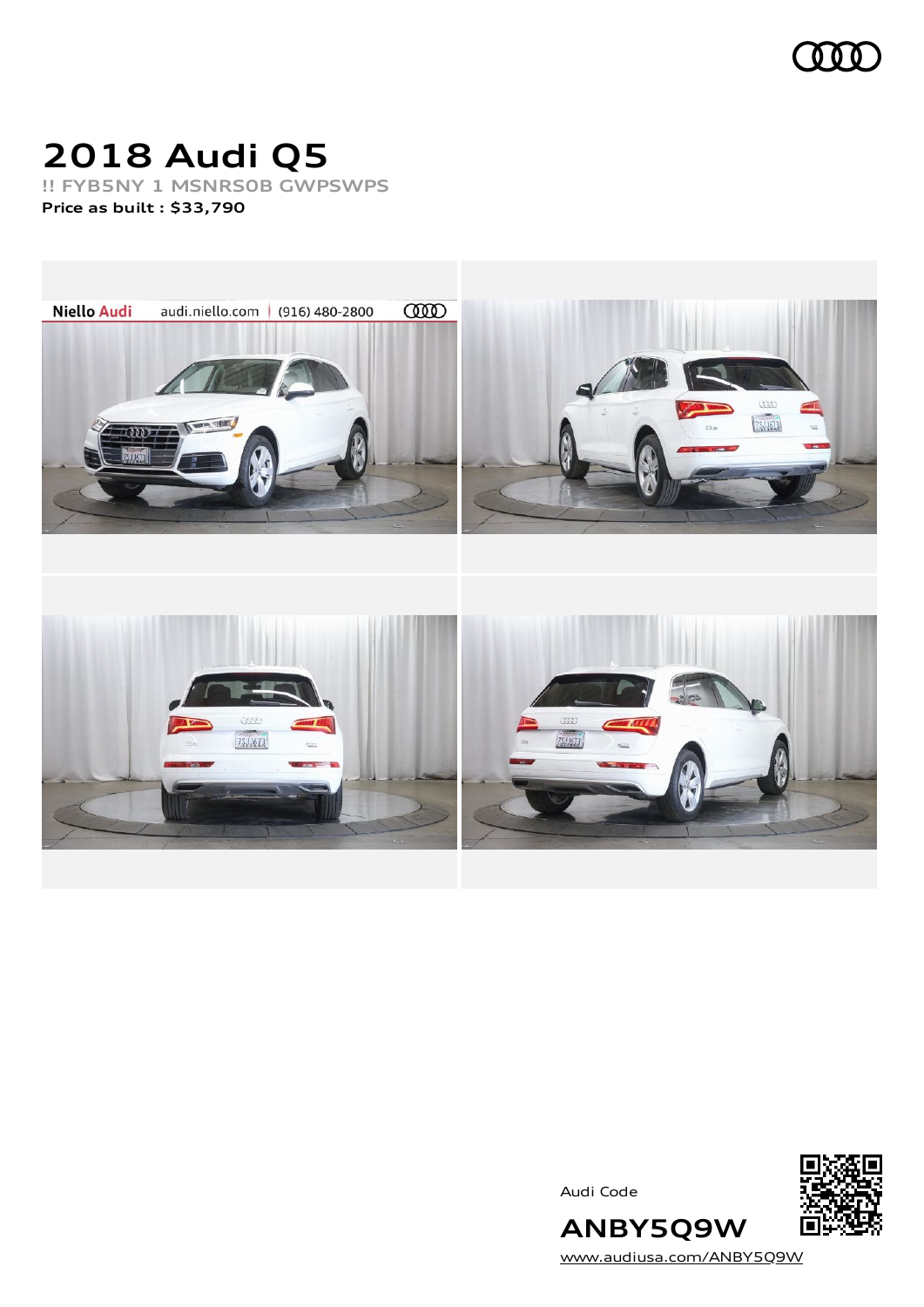# 2018 Audi Q5

**!! FYB5NY 1 MSNRS0B GWPSWPS**

**Price as built : $33,790**

Audi Code

**ANBY5Q9W**

www.audiusa.com/ANBY5Q9W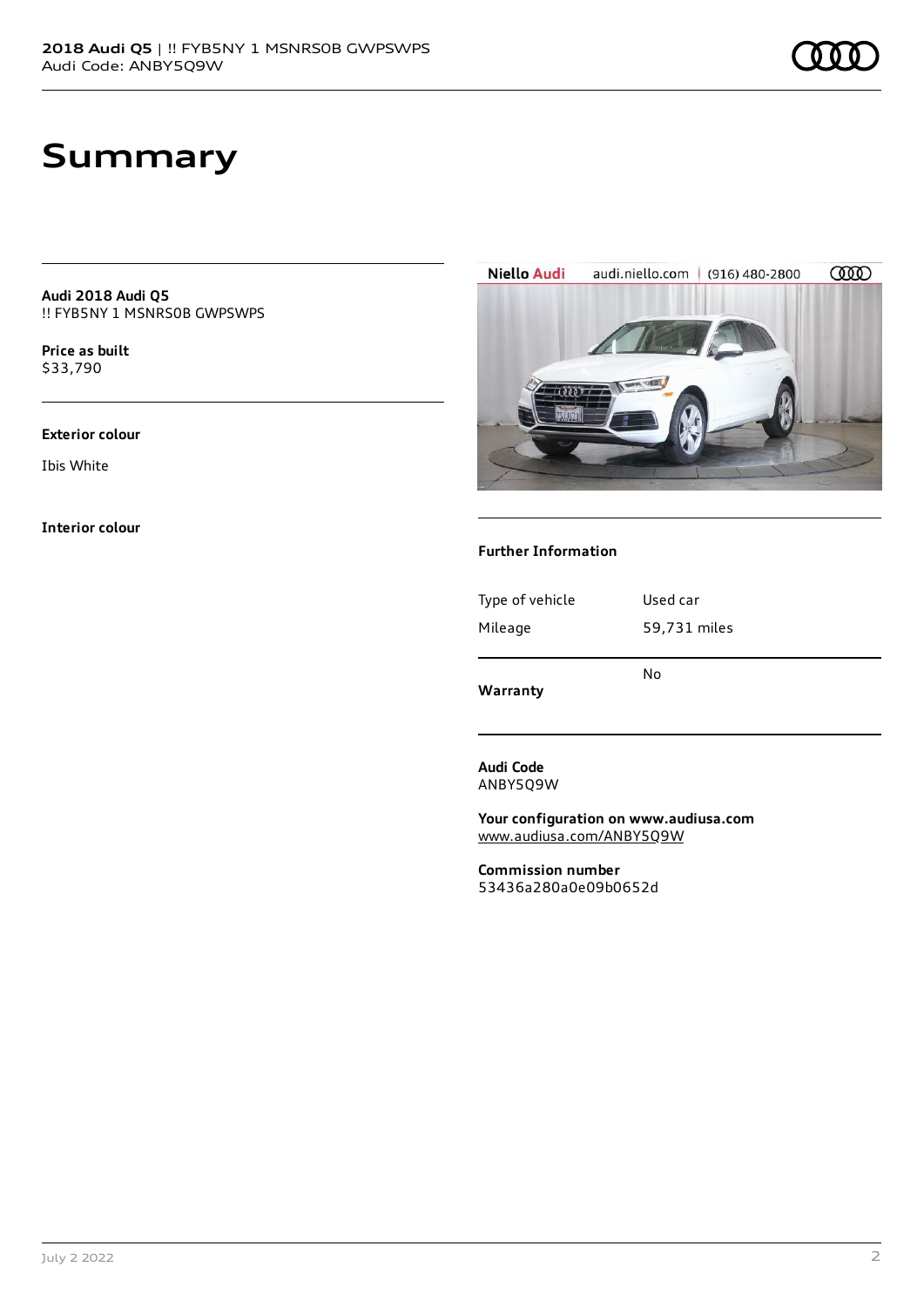# Summary

**Audi 2018 Audi Q5**
!! FYB5NY 1 MSNRS0B GWPSWPS

**Price as built**
$33,790

**Exterior colour**

Ibis White

**Interior colour**

### Further Information

| Type of vehicle | Used car |
| --- | --- |
| Mileage | 59,731 miles |
| **Warranty** | No |

**Audi Code**
ANBY5Q9W

**Your configuration on www.audiusa.com**
www.audiusa.com/ANBY5Q9W

**Commission number**
53436a280a0e09b0652d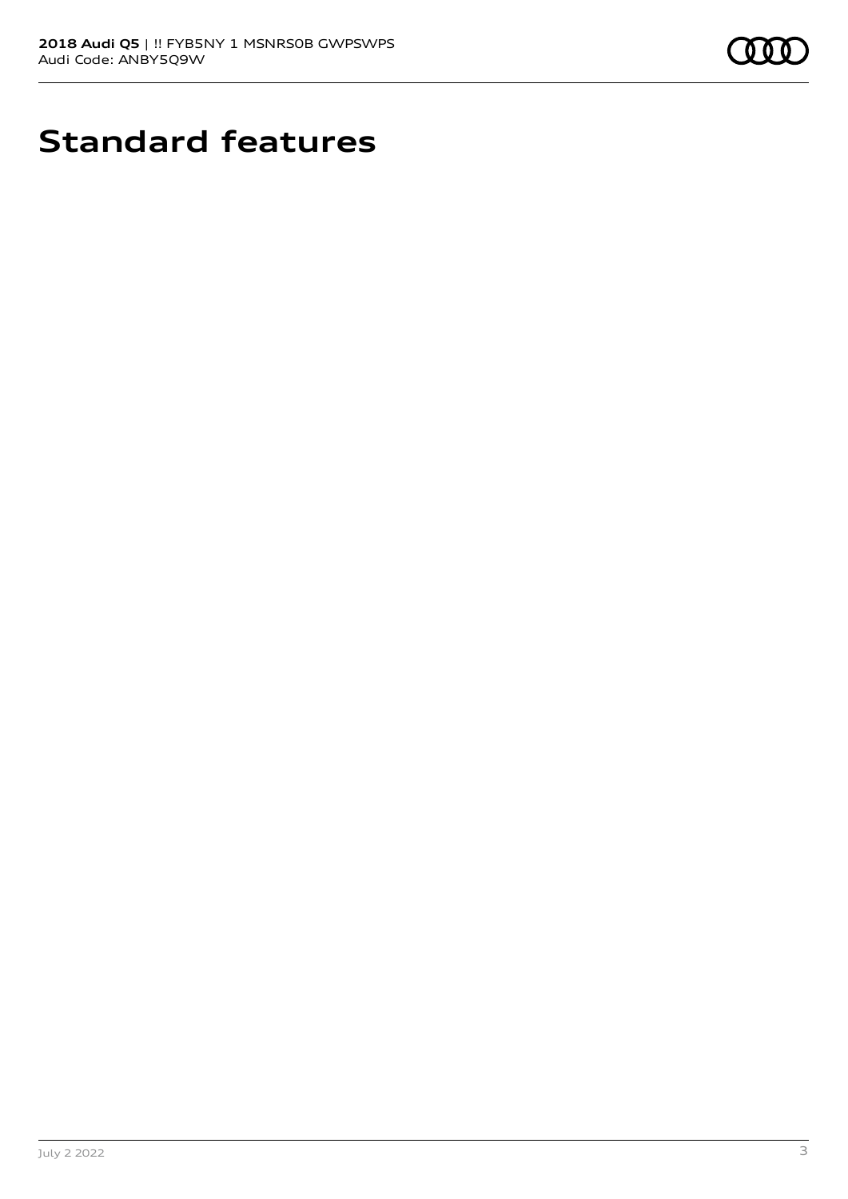# Standard features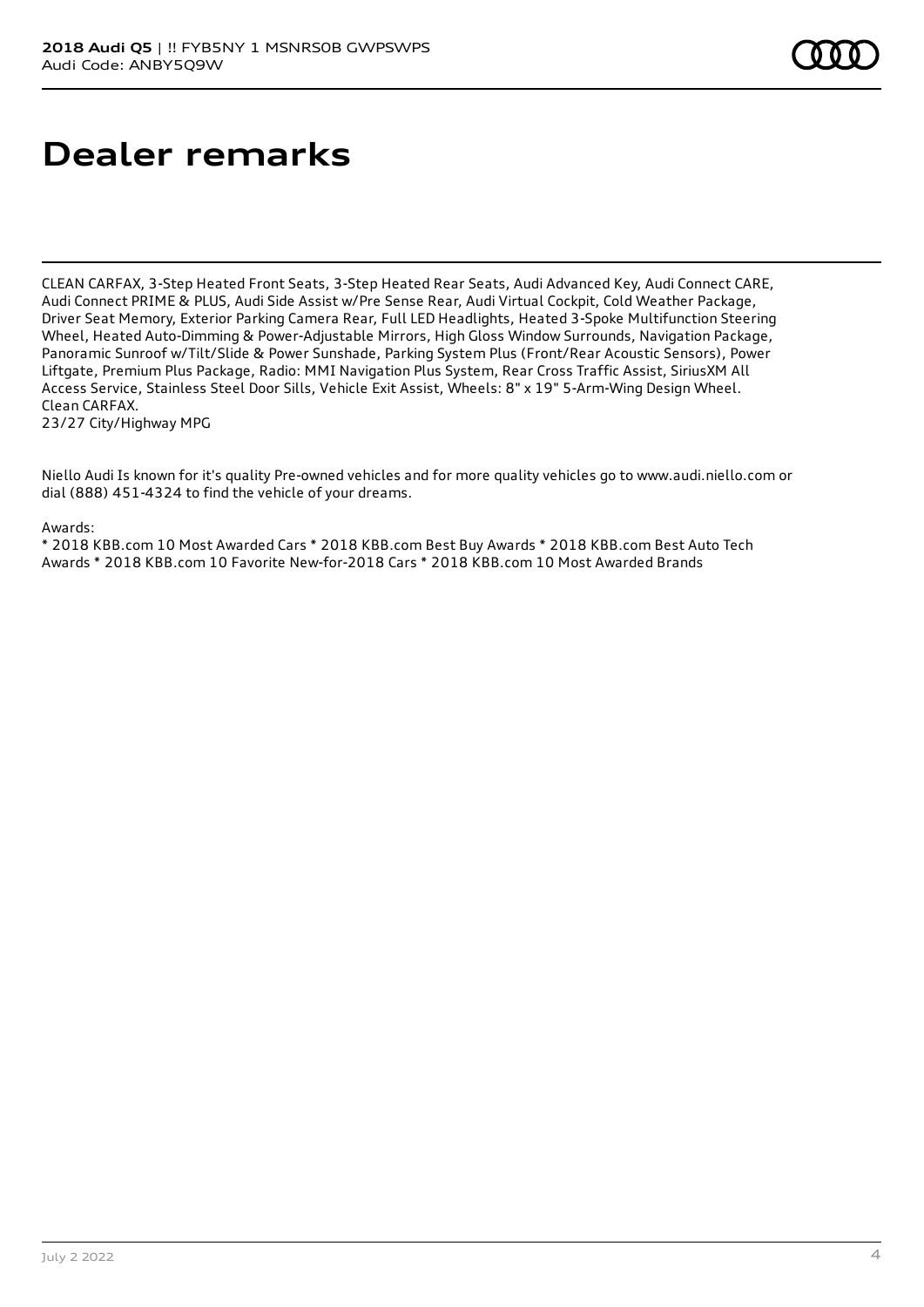# Dealer remarks

CLEAN CARFAX, 3-Step Heated Front Seats, 3-Step Heated Rear Seats, Audi Advanced Key, Audi Connect CARE, Audi Connect PRIME & PLUS, Audi Side Assist w/Pre Sense Rear, Audi Virtual Cockpit, Cold Weather Package, Driver Seat Memory, Exterior Parking Camera Rear, Full LED Headlights, Heated 3-Spoke Multifunction Steering Wheel, Heated Auto-Dimming & Power-Adjustable Mirrors, High Gloss Window Surrounds, Navigation Package, Panoramic Sunroof w/Tilt/Slide & Power Sunshade, Parking System Plus (Front/Rear Acoustic Sensors), Power Liftgate, Premium Plus Package, Radio: MMI Navigation Plus System, Rear Cross Traffic Assist, SiriusXM All Access Service, Stainless Steel Door Sills, Vehicle Exit Assist, Wheels: 8" x 19" 5-Arm-Wing Design Wheel. Clean CARFAX.
23/27 City/Highway MPG

Niello Audi Is known for it's quality Pre-owned vehicles and for more quality vehicles go to www.audi.niello.com or dial (888) 451-4324 to find the vehicle of your dreams.

Awards:
* 2018 KBB.com 10 Most Awarded Cars * 2018 KBB.com Best Buy Awards * 2018 KBB.com Best Auto Tech Awards * 2018 KBB.com 10 Favorite New-for-2018 Cars * 2018 KBB.com 10 Most Awarded Brands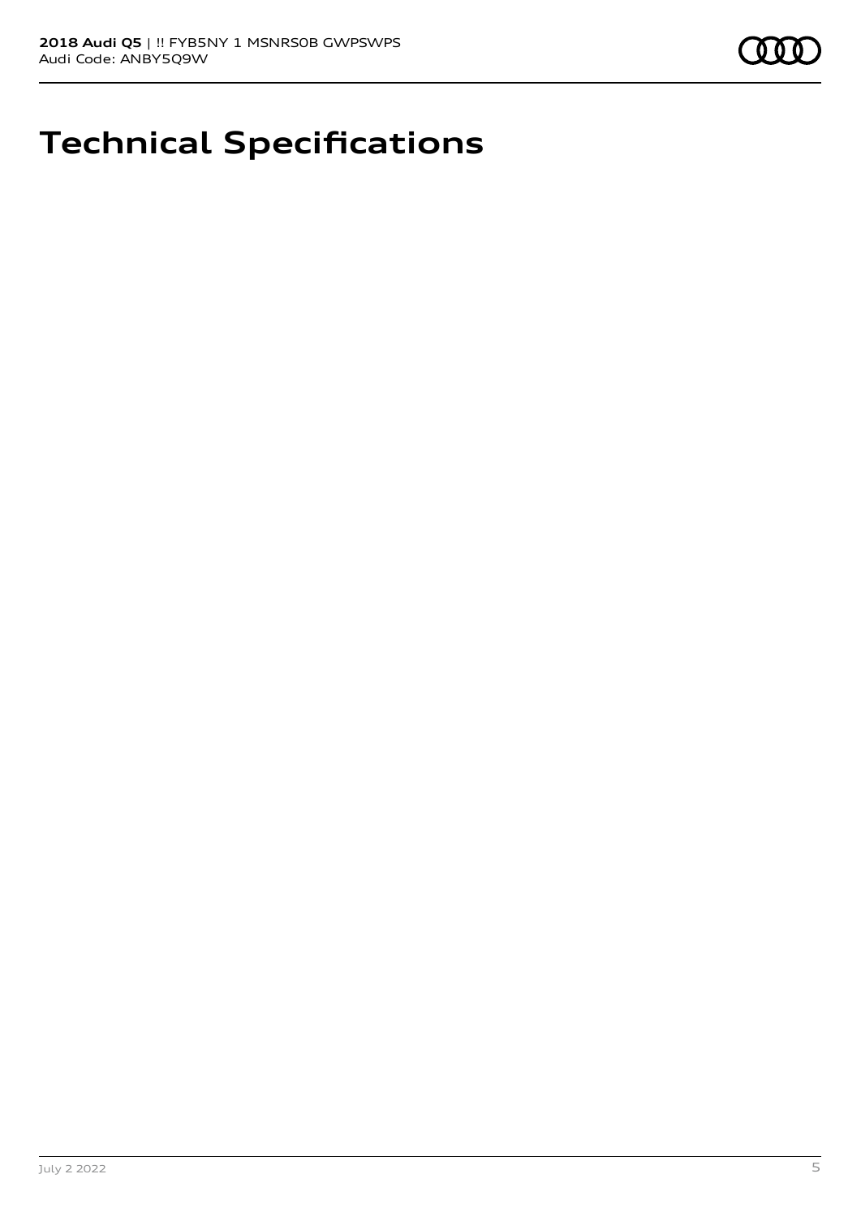# Technical Specifications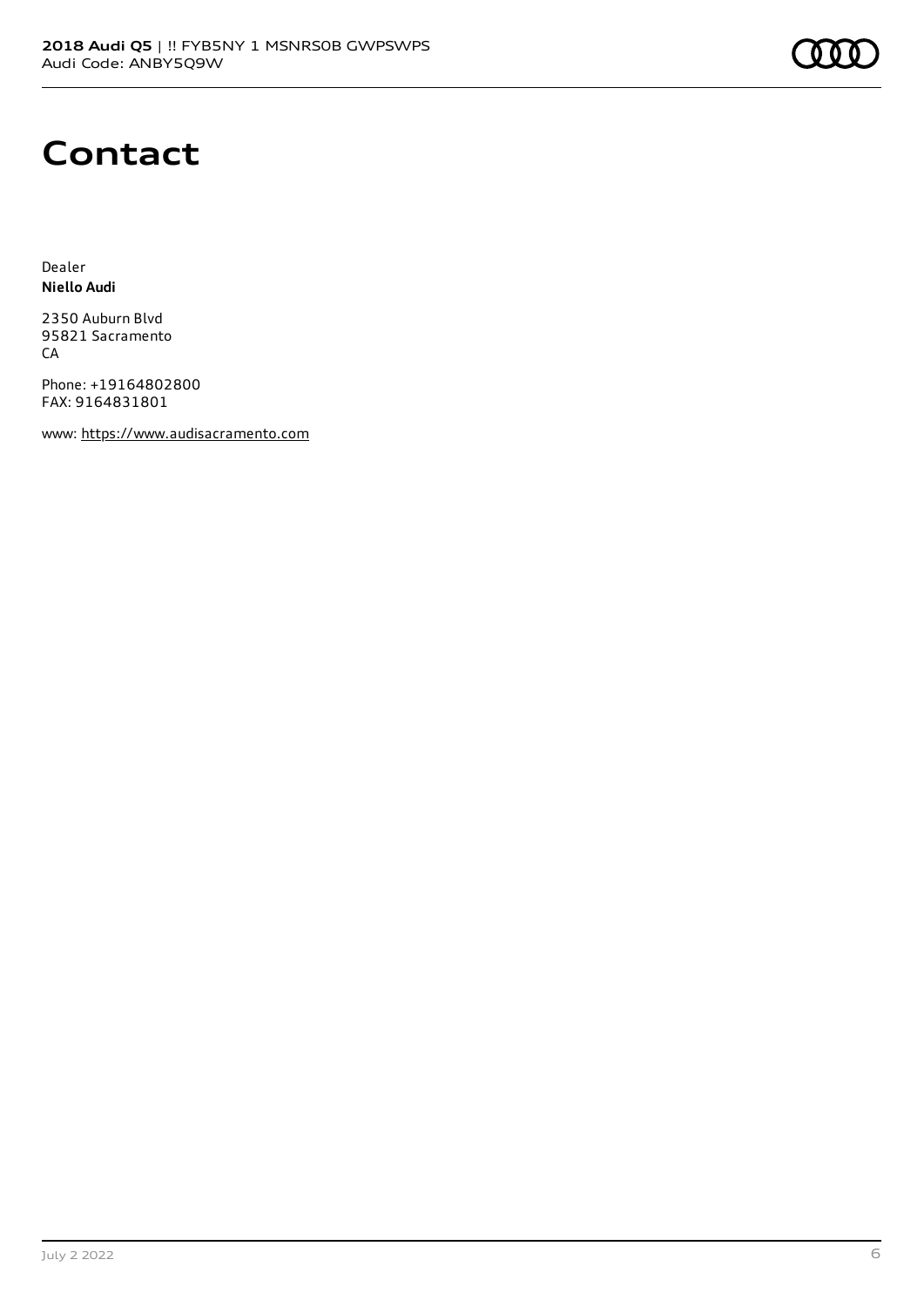# Contact

Dealer
**Niello Audi**

2350 Auburn Blvd
95821 Sacramento
CA

Phone: +19164802800
FAX: 9164831801

www: https://www.audisacramento.com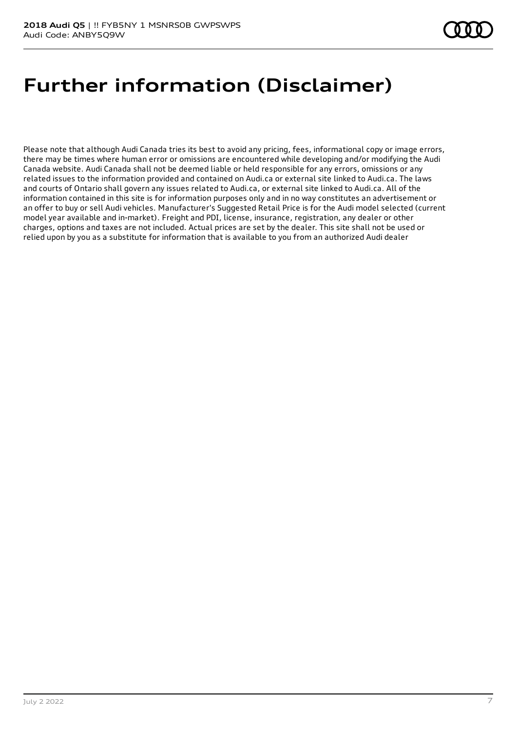# Further information (Disclaimer)

Please note that although Audi Canada tries its best to avoid any pricing, fees, informational copy or image errors, there may be times where human error or omissions are encountered while developing and/or modifying the Audi Canada website. Audi Canada shall not be deemed liable or held responsible for any errors, omissions or any related issues to the information provided and contained on Audi.ca or external site linked to Audi.ca. The laws and courts of Ontario shall govern any issues related to Audi.ca, or external site linked to Audi.ca. All of the information contained in this site is for information purposes only and in no way constitutes an advertisement or an offer to buy or sell Audi vehicles. Manufacturer's Suggested Retail Price is for the Audi model selected (current model year available and in-market). Freight and PDI, license, insurance, registration, any dealer or other charges, options and taxes are not included. Actual prices are set by the dealer. This site shall not be used or relied upon by you as a substitute for information that is available to you from an authorized Audi dealer